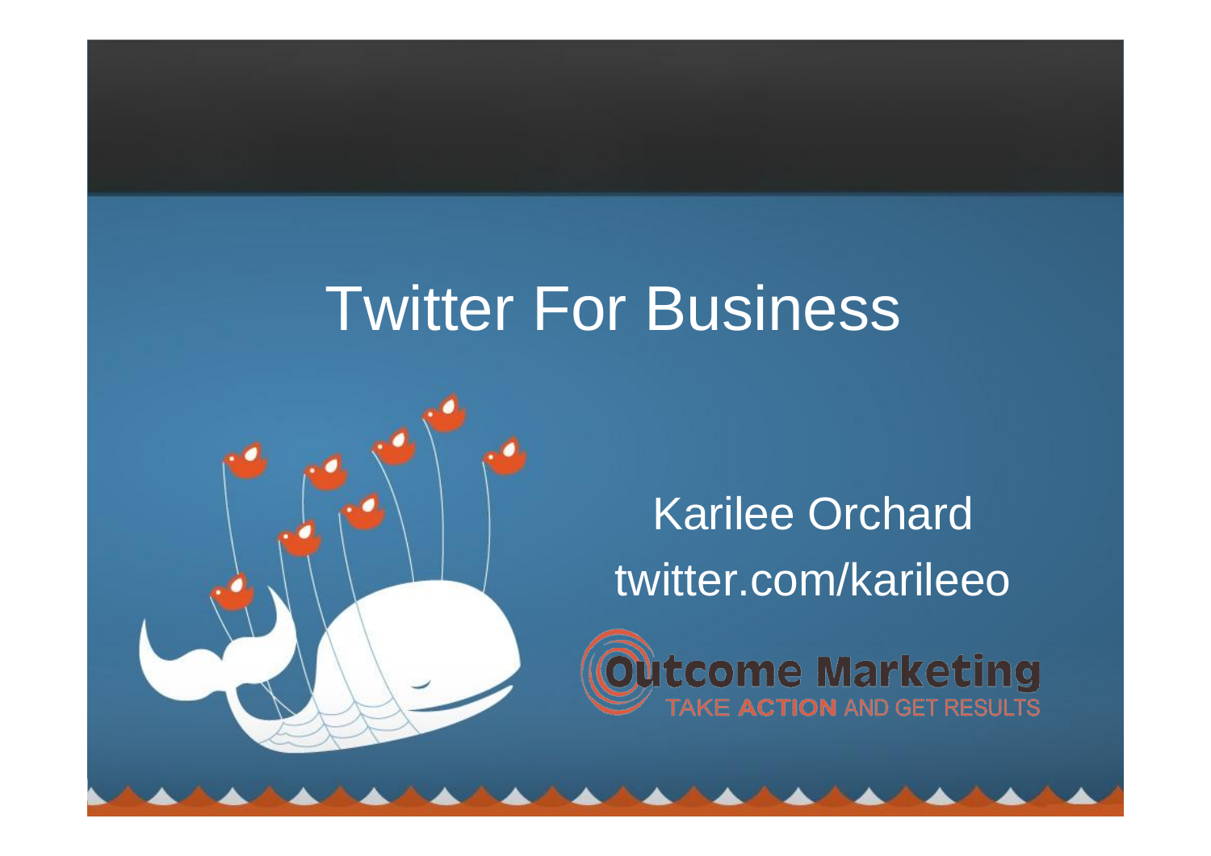# Twitter For Business

Karilee Orchard

twitter.com/karileeo

Outcome Marketing

TAKE ACTION AND GET RESULTS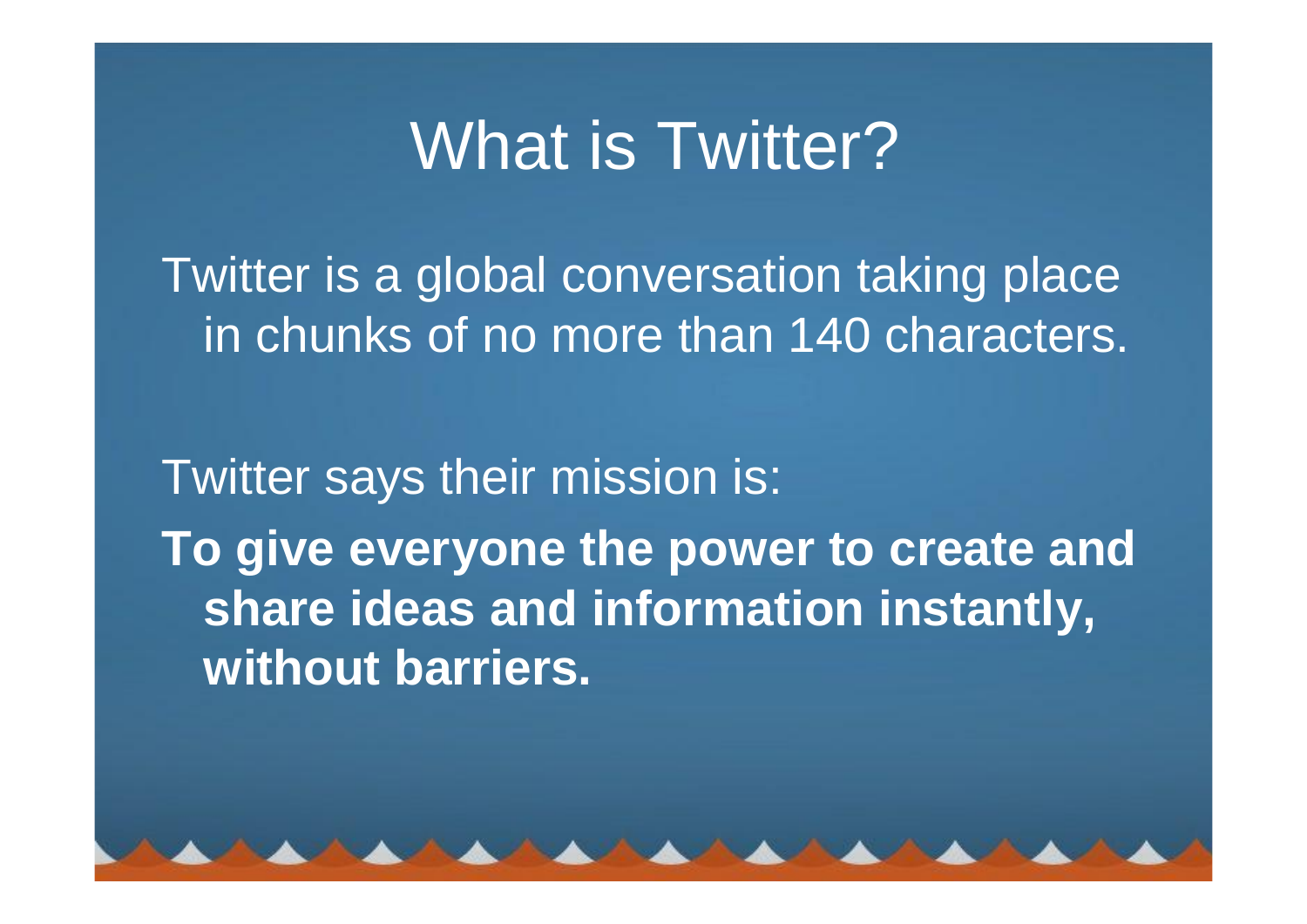# What is Twitter?

Twitter is a global conversation taking place in chunks of no more than 140 characters.

Twitter says their mission is:

**To give everyone the power to create and share ideas and information instantly, without barriers.**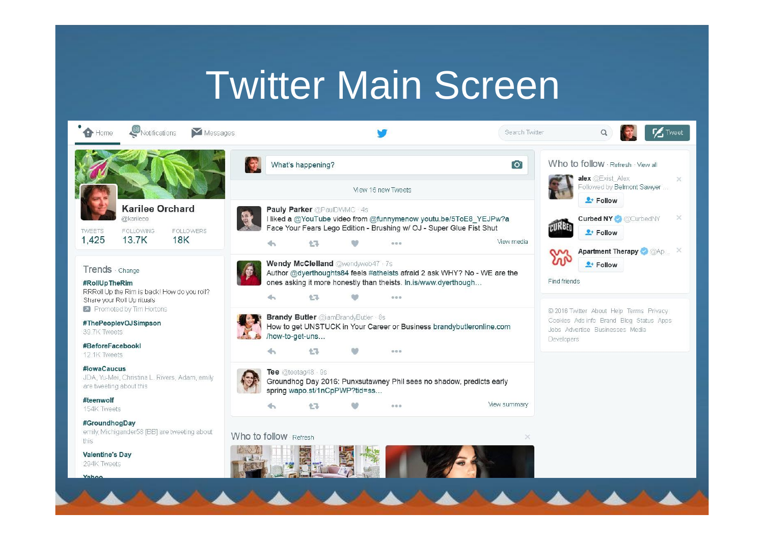# Twitter Main Screen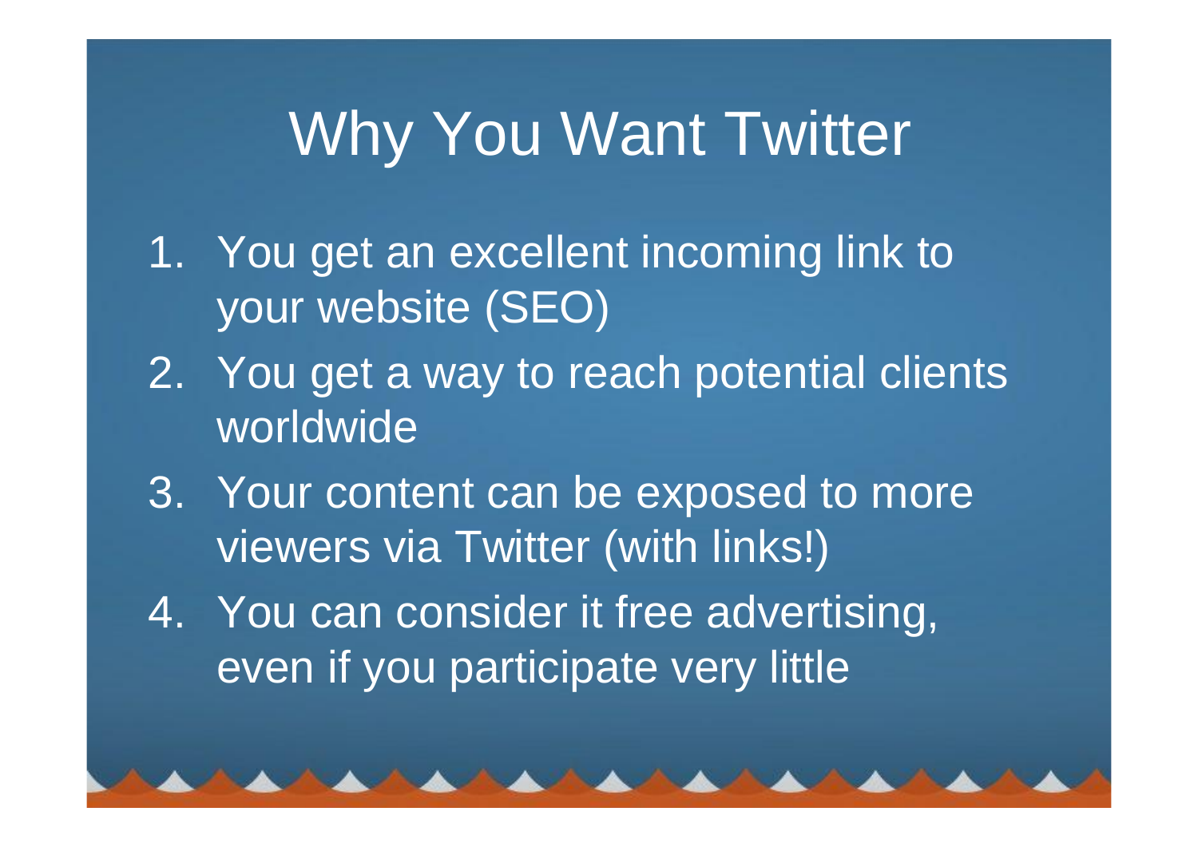# Why You Want Twitter

1. You get an excellent incoming link to your website (SEO)
2. You get a way to reach potential clients worldwide
3. Your content can be exposed to more viewers via Twitter (with links!)
4. You can consider it free advertising, even if you participate very little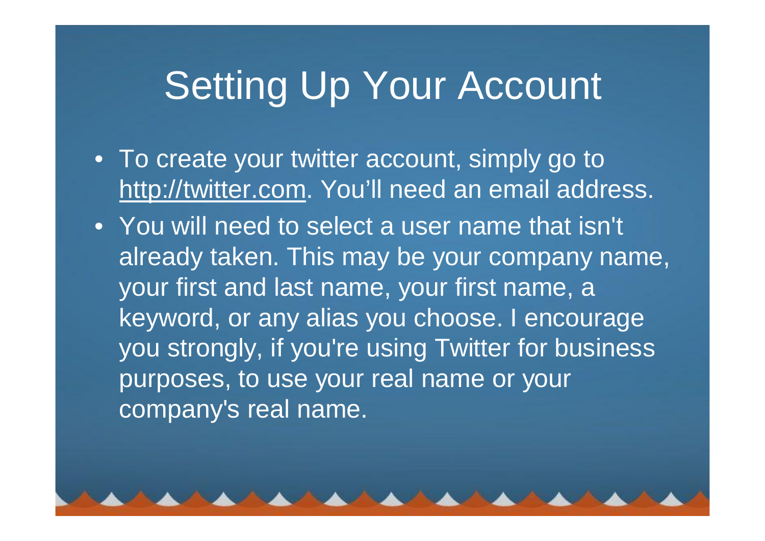# Setting Up Your Account

- To create your twitter account, simply go to http://twitter.com. You'll need an email address.
- You will need to select a user name that isn't already taken. This may be your company name, your first and last name, your first name, a keyword, or any alias you choose. I encourage you strongly, if you're using Twitter for business purposes, to use your real name or your company's real name.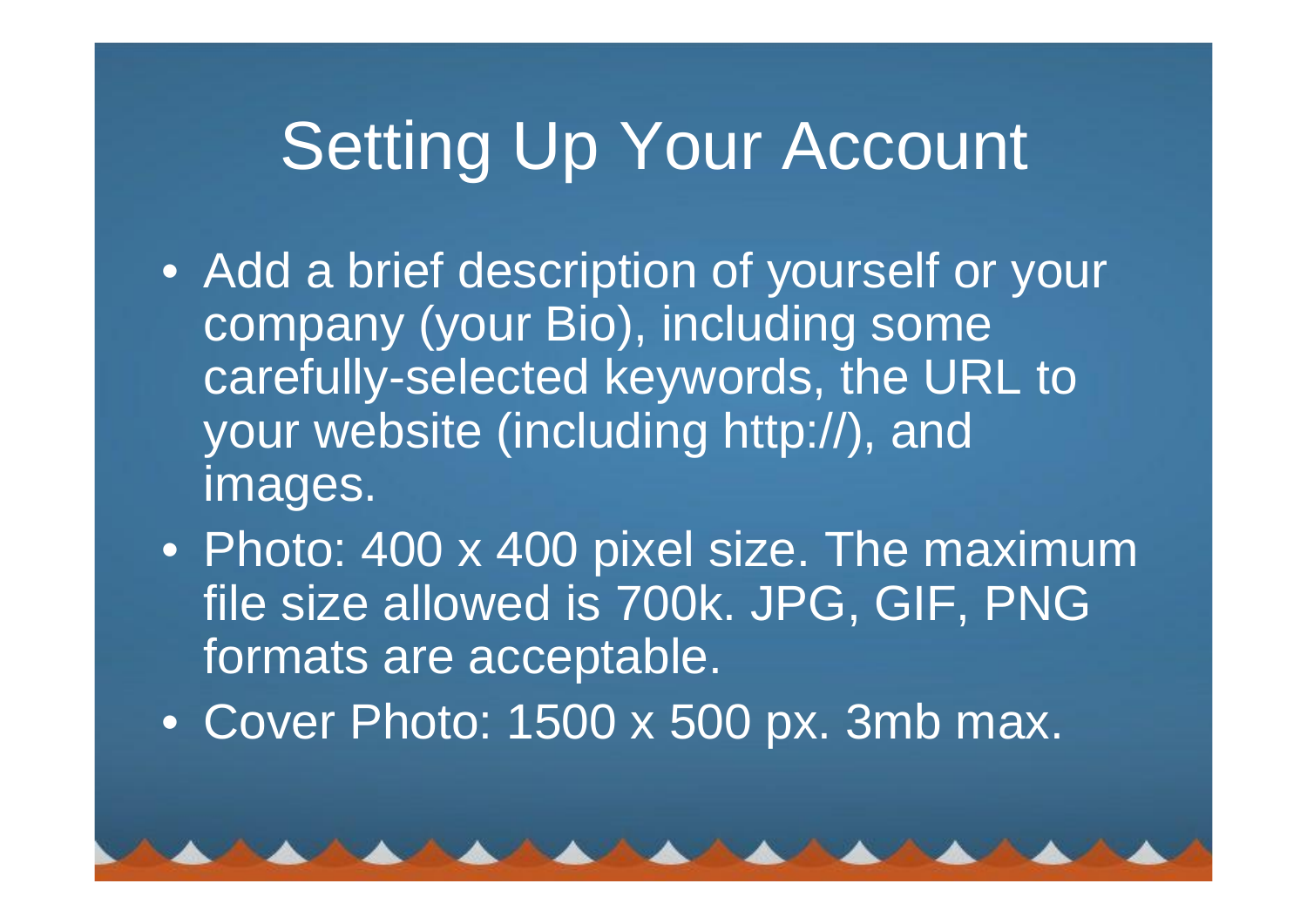# Setting Up Your Account

- Add a brief description of yourself or your company (your Bio), including some carefully-selected keywords, the URL to your website (including http://), and images.
- Photo: 400 x 400 pixel size. The maximum file size allowed is 700k. JPG, GIF, PNG formats are acceptable.
- Cover Photo: 1500 x 500 px. 3mb max.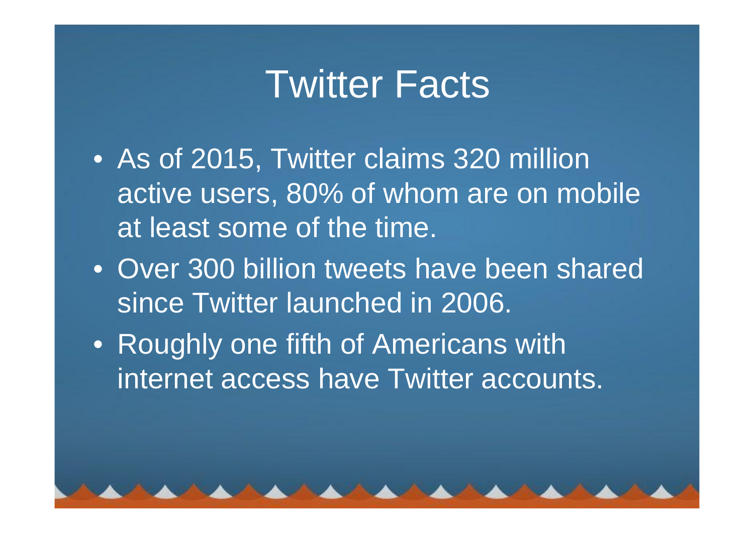# Twitter Facts

- As of 2015, Twitter claims 320 million active users, 80% of whom are on mobile at least some of the time.
- Over 300 billion tweets have been shared since Twitter launched in 2006.
- Roughly one fifth of Americans with internet access have Twitter accounts.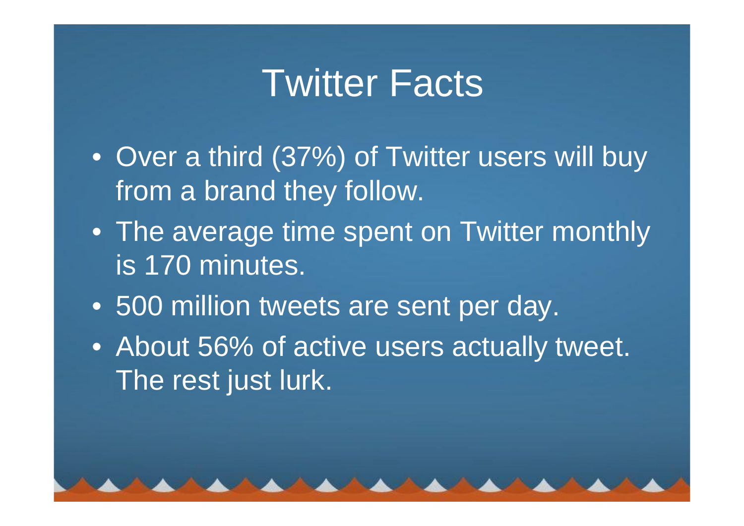# Twitter Facts

- Over a third (37%) of Twitter users will buy from a brand they follow.
- The average time spent on Twitter monthly is 170 minutes.
- 500 million tweets are sent per day.
- About 56% of active users actually tweet. The rest just lurk.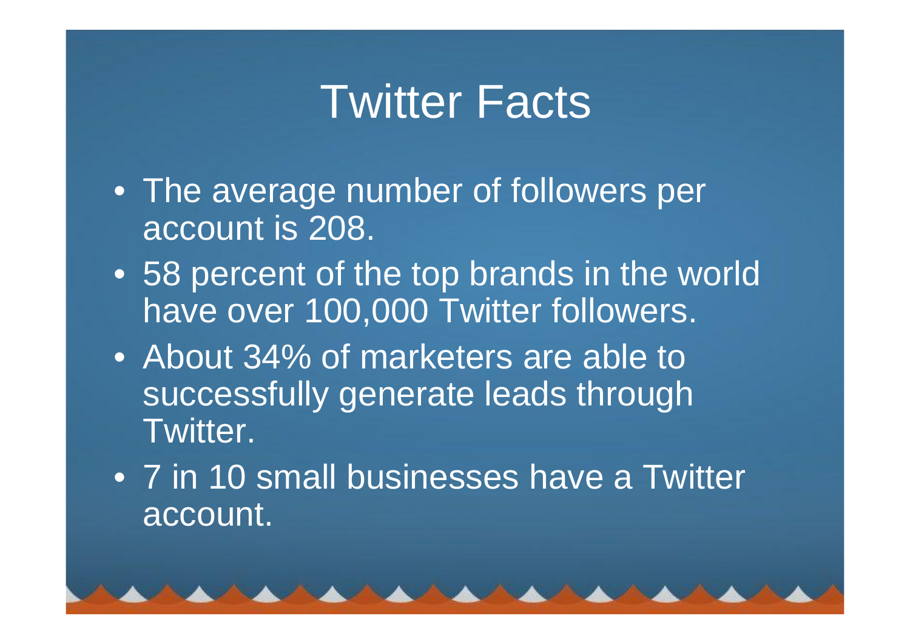# Twitter Facts

- The average number of followers per account is 208.
- 58 percent of the top brands in the world have over 100,000 Twitter followers.
- About 34% of marketers are able to successfully generate leads through Twitter.
- 7 in 10 small businesses have a Twitter account.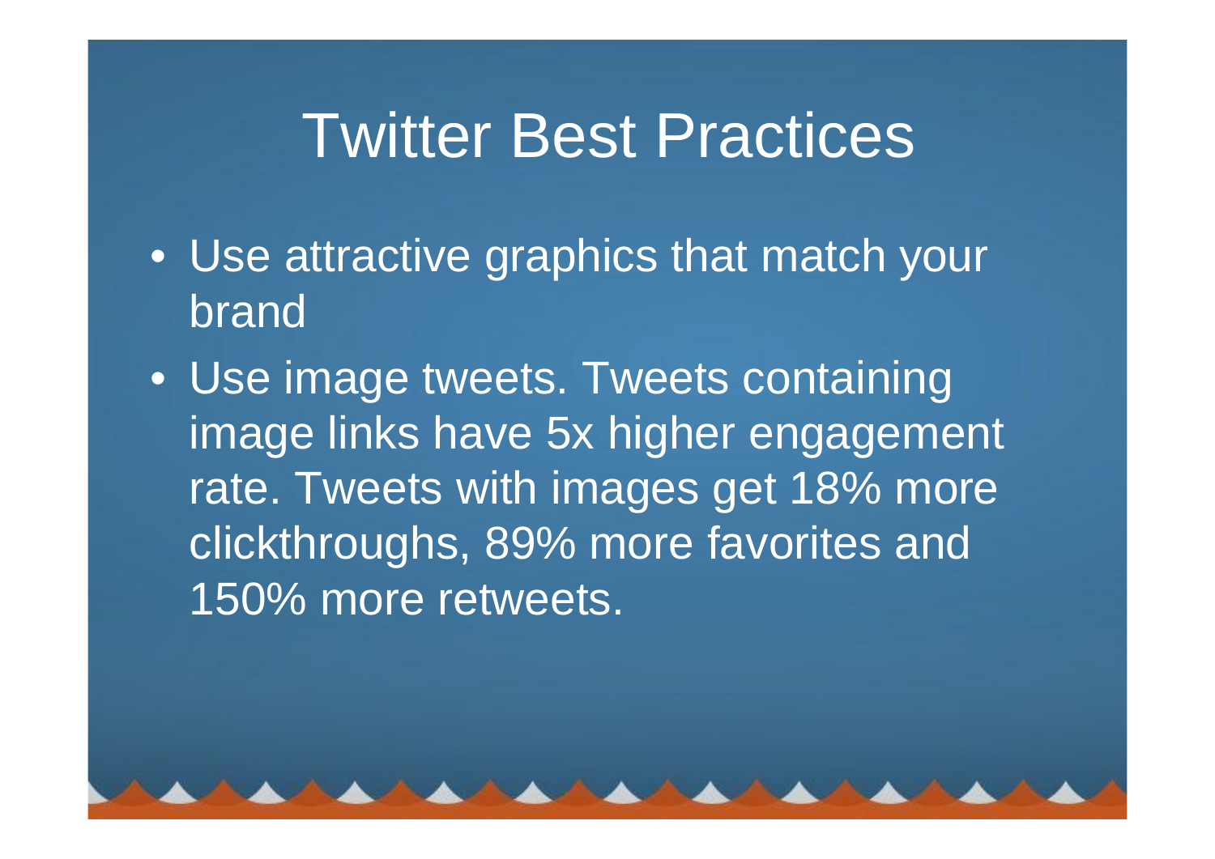# Twitter Best Practices

- Use attractive graphics that match your brand
- Use image tweets. Tweets containing image links have 5x higher engagement rate. Tweets with images get 18% more clickthroughs, 89% more favorites and 150% more retweets.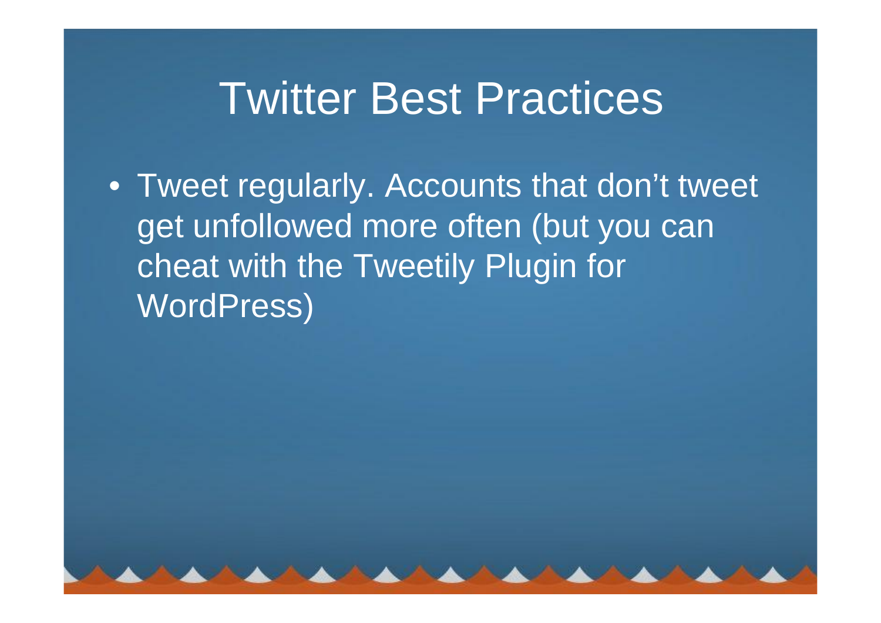# Twitter Best Practices

- Tweet regularly. Accounts that don't tweet get unfollowed more often (but you can cheat with the Tweetily Plugin for WordPress)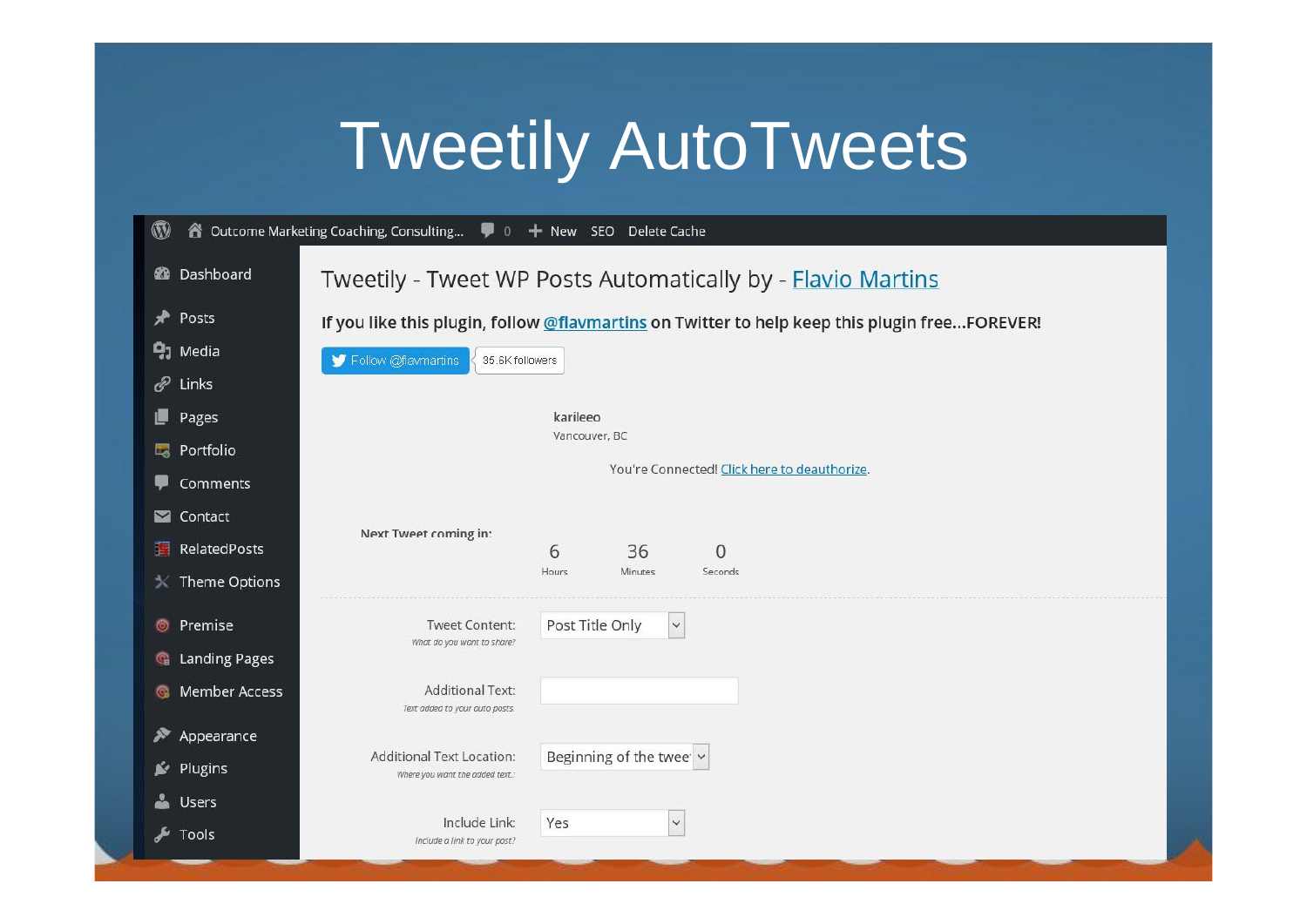# Tweetily AutoTweets

Outcome Marketing Coaching, Consulting... 0 New SEO Delete Cache

- Dashboard
- Posts
- Media
- Links
- Pages
- Portfolio
- Comments
- Contact
- RelatedPosts
- Theme Options
- Premise
- Landing Pages
- Member Access
- Appearance
- Plugins
- Users
- Tools

## Tweetily - Tweet WP Posts Automatically by - Flavio Martins

**If you like this plugin, follow @flavmartins on Twitter to help keep this plugin free...FOREVER!**

Follow @flavmartins 35.6K followers

karileeo
Vancouver, BC

You're Connected! Click here to deauthorize.

Next Tweet coming in:

| 6 | 36 | 0 |
|---|---|---|
| Hours | Minutes | Seconds |

Tweet Content: Post Title Only
*What do you want to share?*

Additional Text:
*Text added to your auto posts.*

Additional Text Location: Beginning of the twee
*Where you want the added text.*

Include Link: Yes
*Include a link to your post?*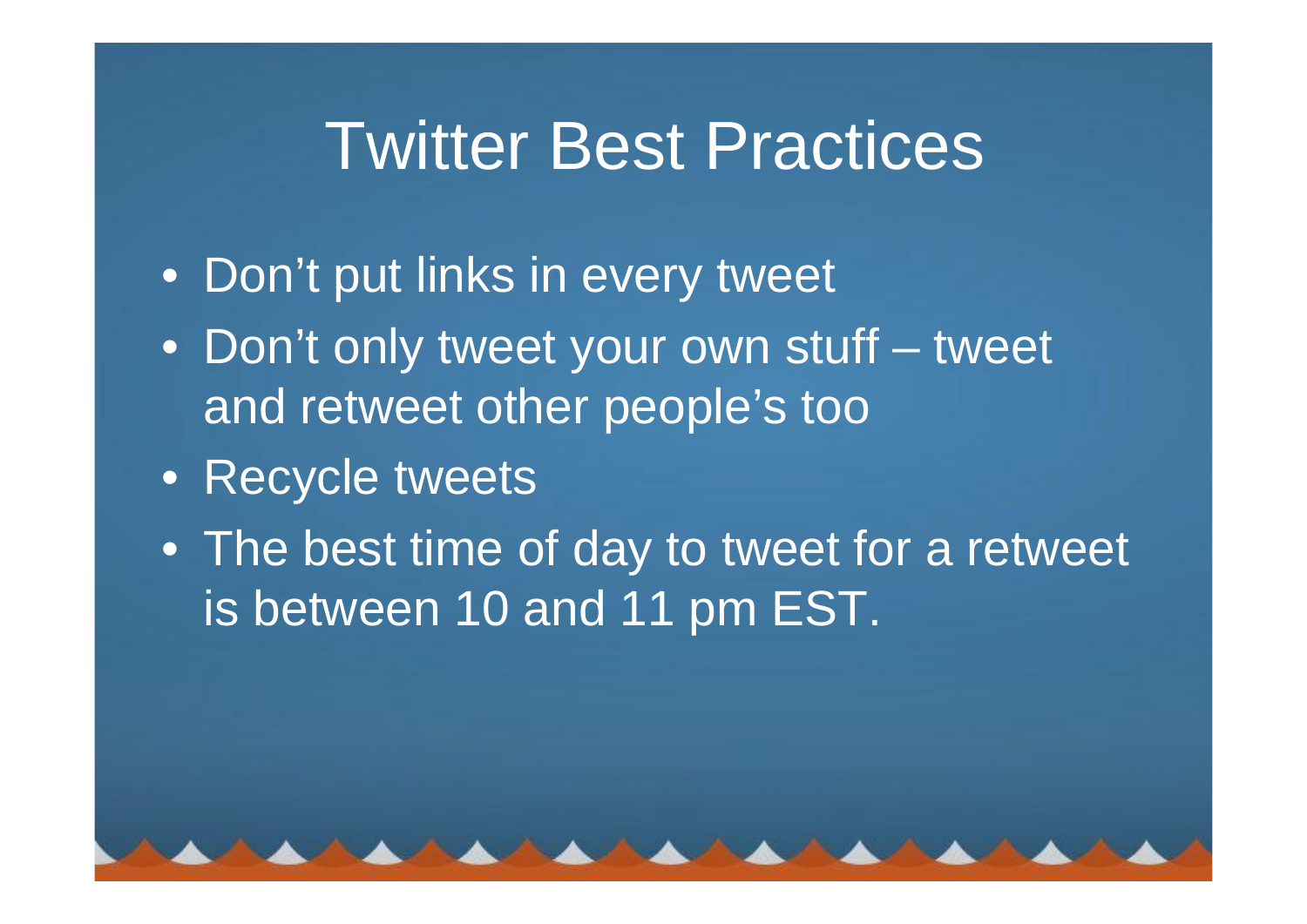# Twitter Best Practices

- Don't put links in every tweet
- Don't only tweet your own stuff – tweet and retweet other people's too
- Recycle tweets
- The best time of day to tweet for a retweet is between 10 and 11 pm EST.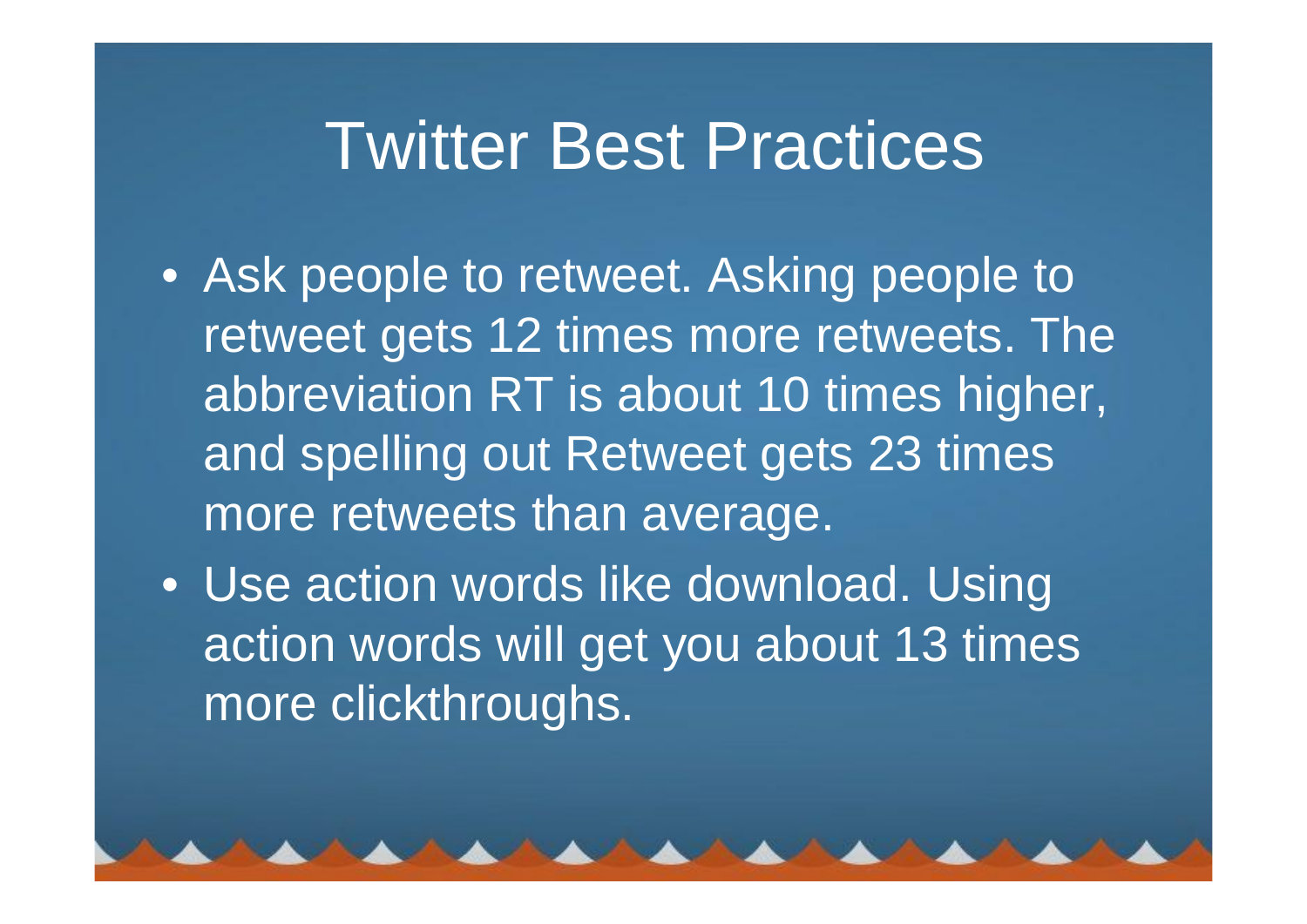# Twitter Best Practices

- Ask people to retweet. Asking people to retweet gets 12 times more retweets. The abbreviation RT is about 10 times higher, and spelling out Retweet gets 23 times more retweets than average.
- Use action words like download. Using action words will get you about 13 times more clickthroughs.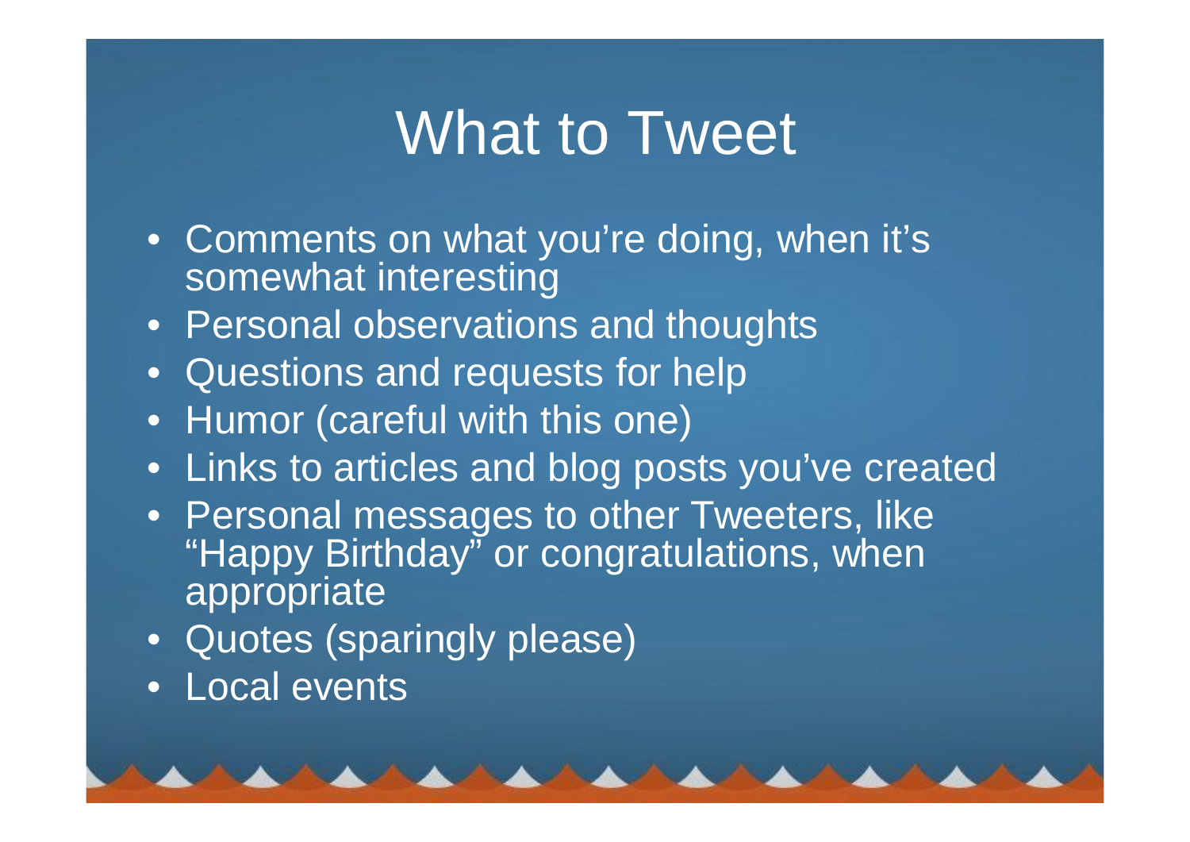# What to Tweet

- Comments on what you're doing, when it's somewhat interesting
- Personal observations and thoughts
- Questions and requests for help
- Humor (careful with this one)
- Links to articles and blog posts you've created
- Personal messages to other Tweeters, like "Happy Birthday" or congratulations, when appropriate
- Quotes (sparingly please)
- Local events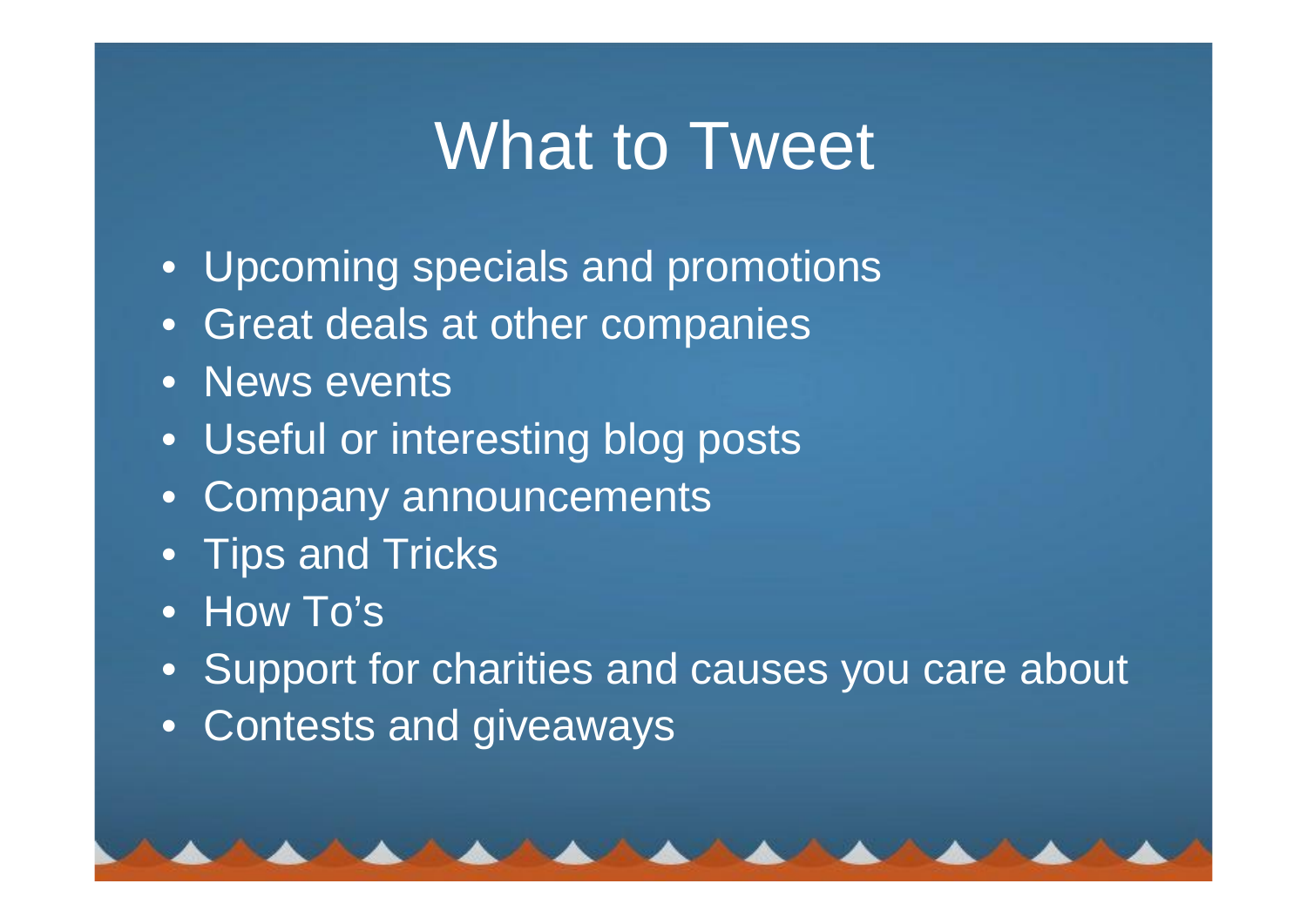# What to Tweet

- Upcoming specials and promotions
- Great deals at other companies
- News events
- Useful or interesting blog posts
- Company announcements
- Tips and Tricks
- How To's
- Support for charities and causes you care about
- Contests and giveaways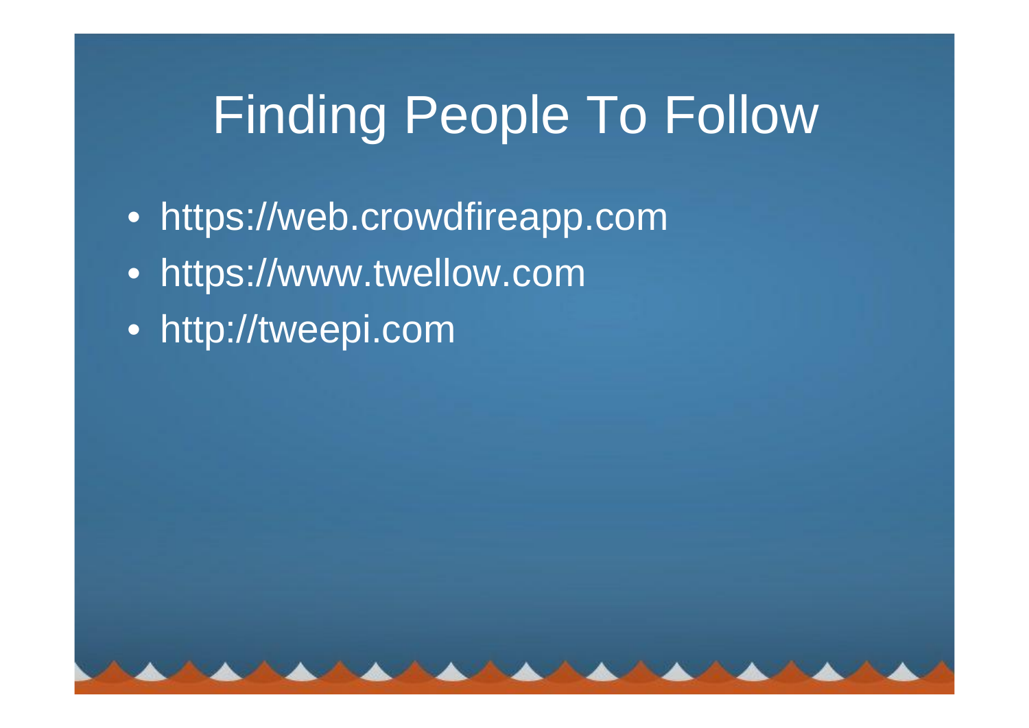# Finding People To Follow

- https://web.crowdfireapp.com
- https://www.twellow.com
- http://tweepi.com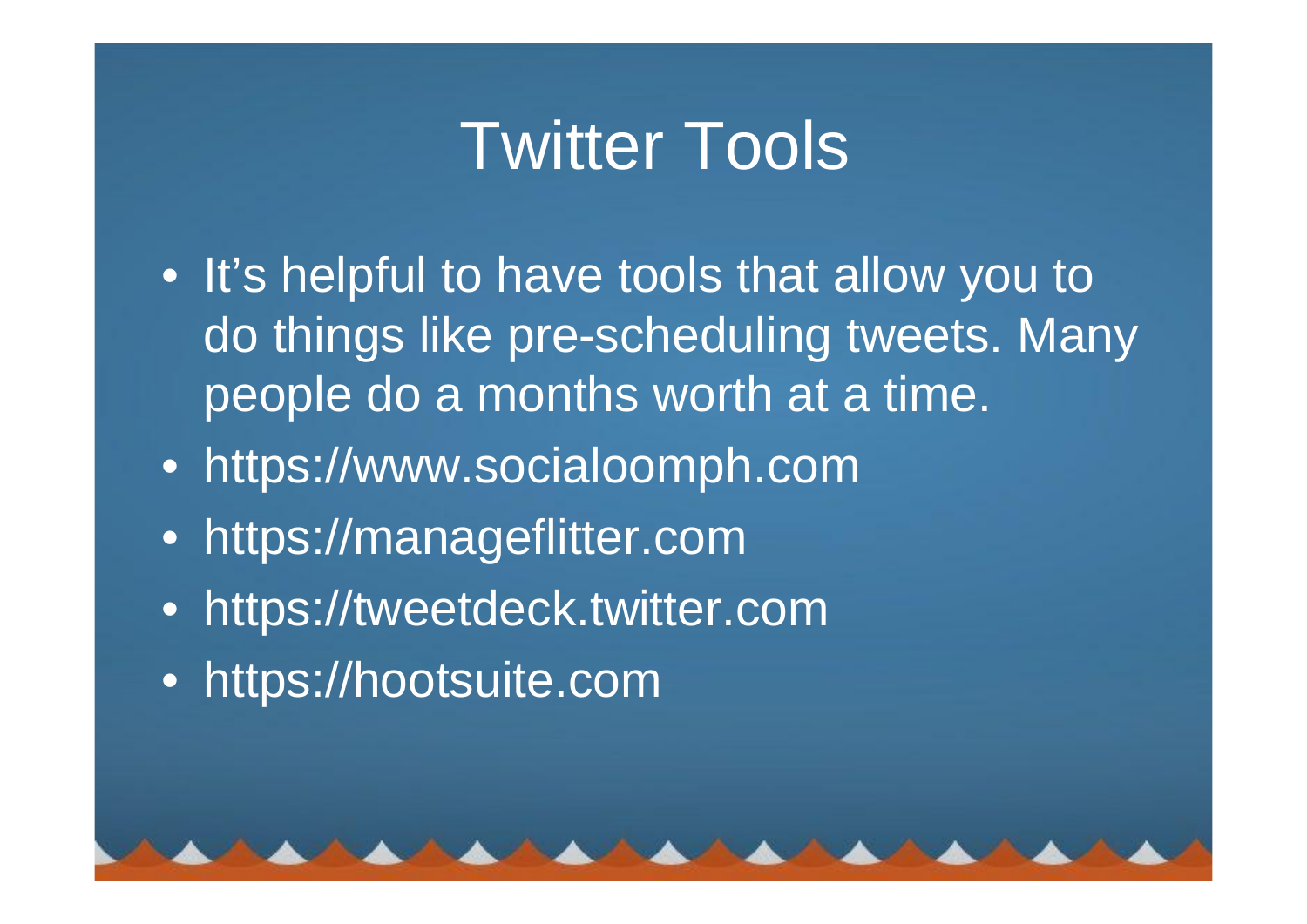# Twitter Tools

- It's helpful to have tools that allow you to do things like pre-scheduling tweets. Many people do a months worth at a time.
- https://www.socialoomph.com
- https://manageflitter.com
- https://tweetdeck.twitter.com
- https://hootsuite.com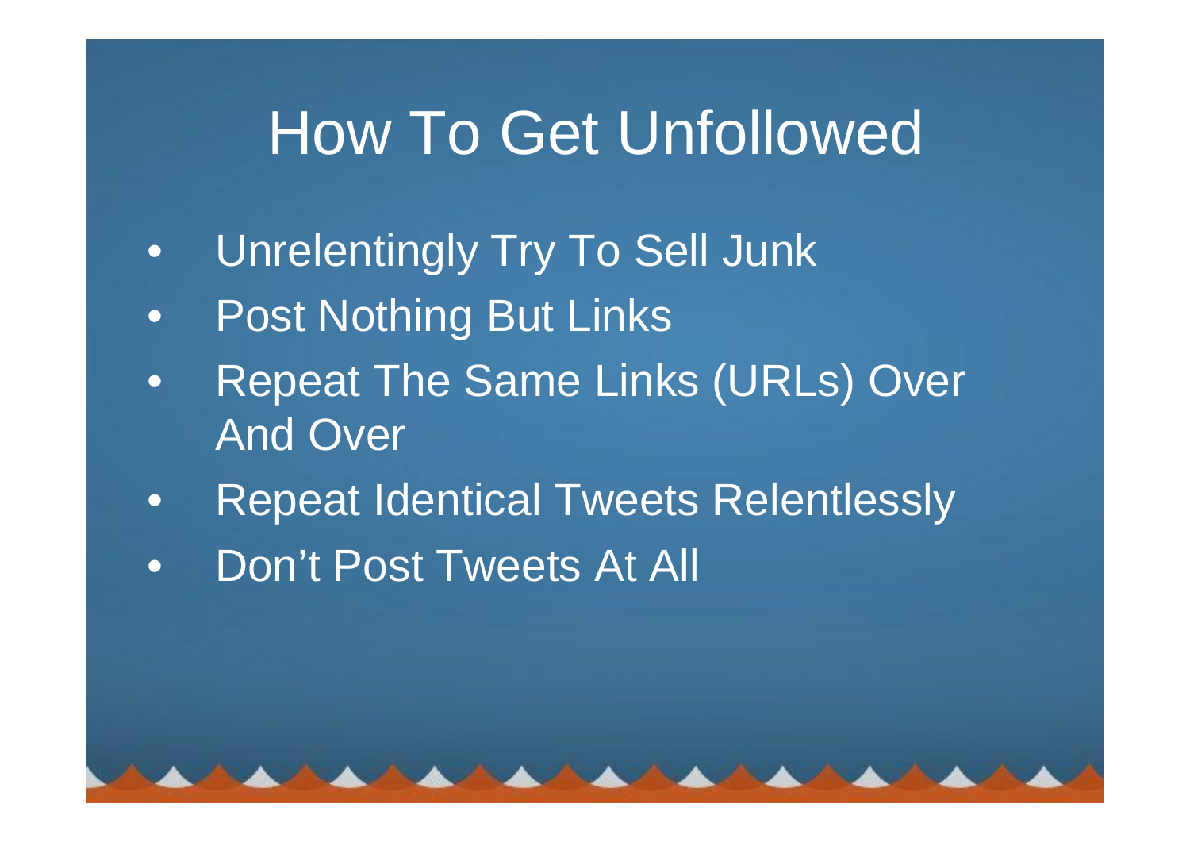# How To Get Unfollowed

- Unrelentingly Try To Sell Junk
- Post Nothing But Links
- Repeat The Same Links (URLs) Over And Over
- Repeat Identical Tweets Relentlessly
- Don’t Post Tweets At All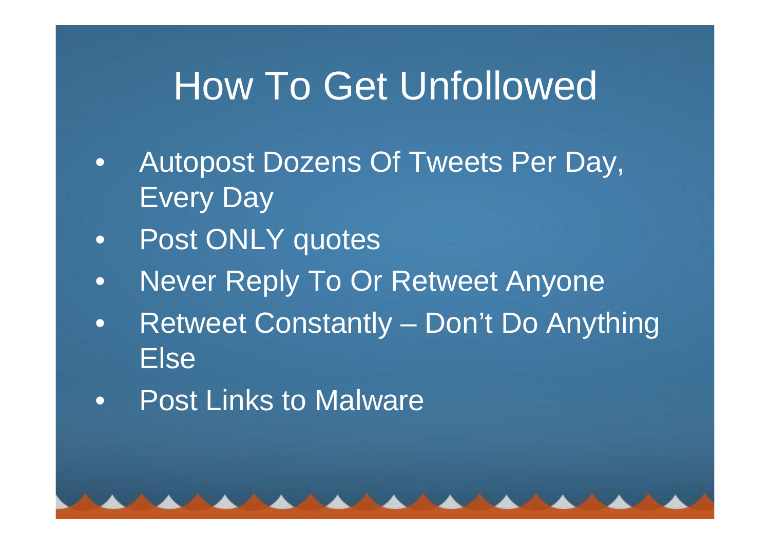# How To Get Unfollowed

- Autopost Dozens Of Tweets Per Day, Every Day
- Post ONLY quotes
- Never Reply To Or Retweet Anyone
- Retweet Constantly – Don't Do Anything Else
- Post Links to Malware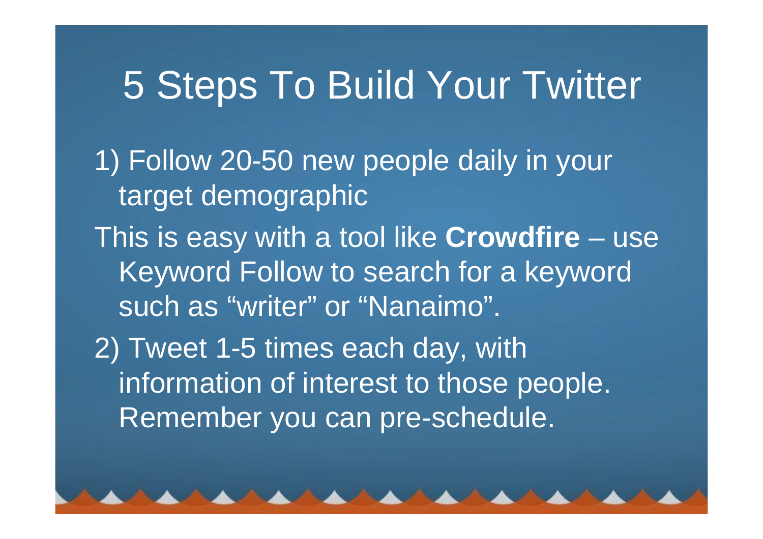# 5 Steps To Build Your Twitter

1) Follow 20-50 new people daily in your target demographic

This is easy with a tool like **Crowdfire** – use Keyword Follow to search for a keyword such as “writer” or “Nanaimo”.

2) Tweet 1-5 times each day, with information of interest to those people. Remember you can pre-schedule.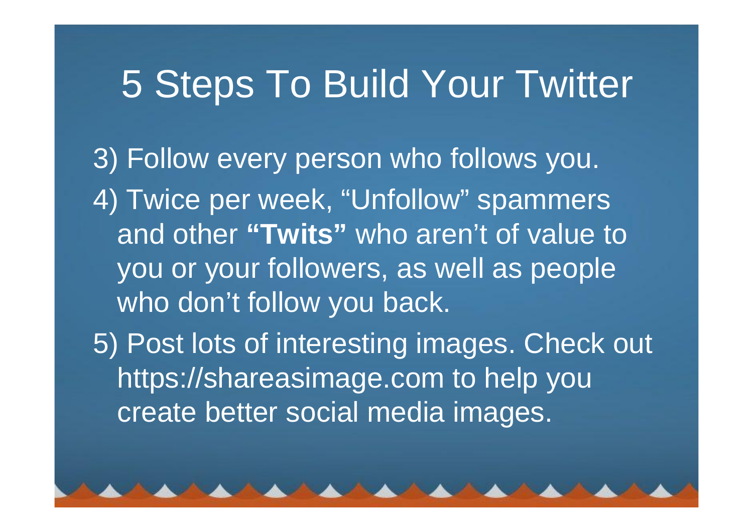# 5 Steps To Build Your Twitter

3) Follow every person who follows you.
4) Twice per week, “Unfollow” spammers and other **“Twits”** who aren’t of value to you or your followers, as well as people who don’t follow you back.
5) Post lots of interesting images. Check out https://shareasimage.com to help you create better social media images.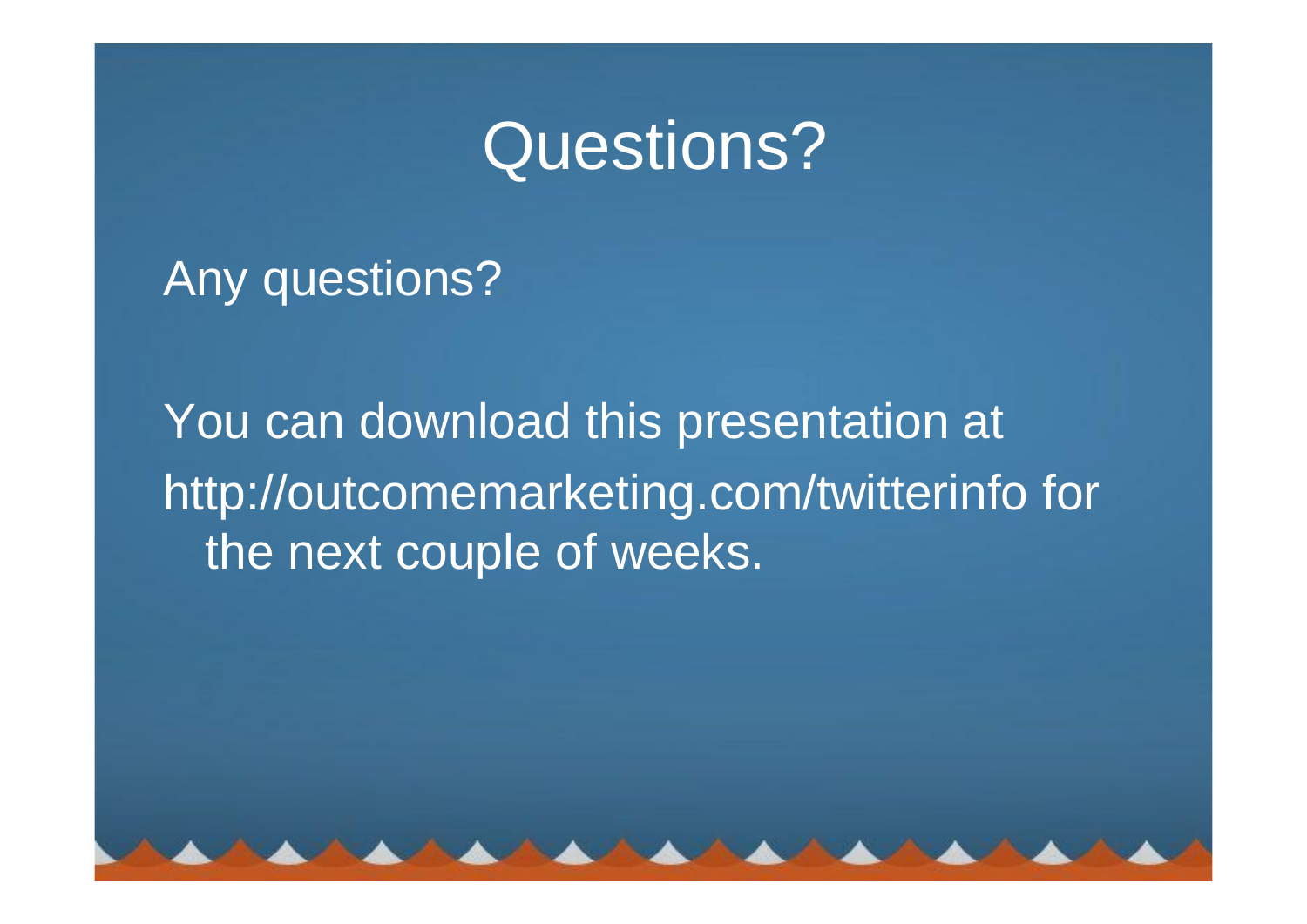# Questions?

Any questions?

You can download this presentation at http://outcomemarketing.com/twitterinfo for the next couple of weeks.